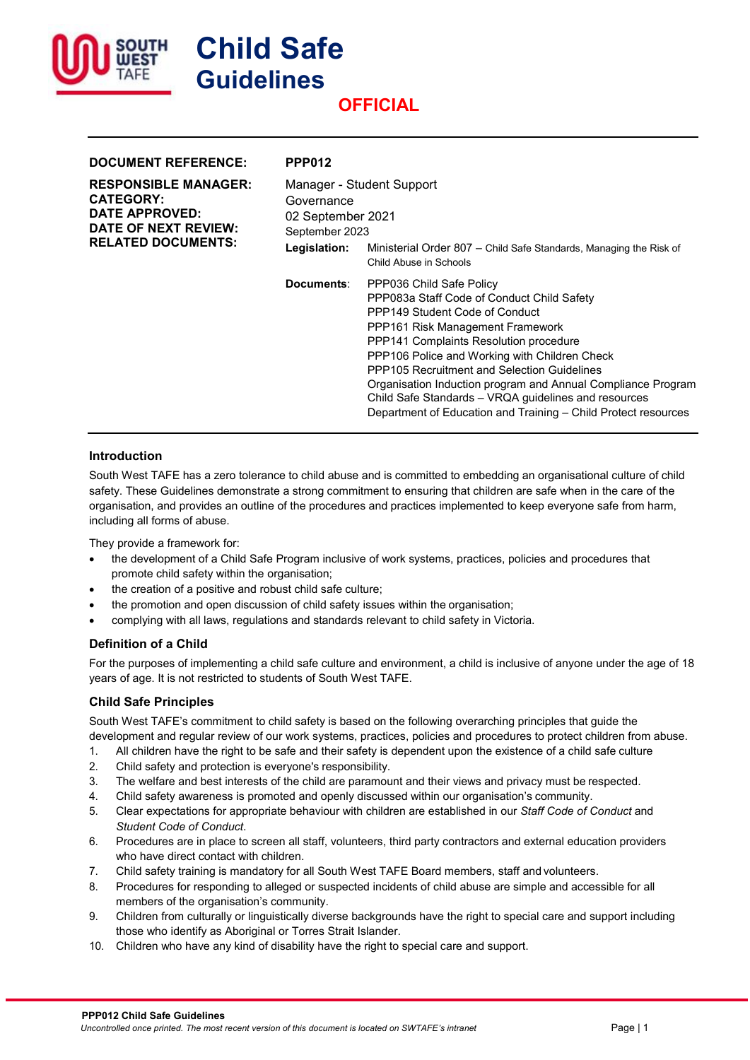# Child Safe Guidelines

**OFFICIAL**

| | |
|---|---|
| **DOCUMENT REFERENCE:** | **PPP012** |
| **RESPONSIBLE MANAGER:** | Manager - Student Support |
| **CATEGORY:** | Governance |
| **DATE APPROVED:** | 02 September 2021 |
| **DATE OF NEXT REVIEW:** | September 2023 |
| **RELATED DOCUMENTS:** | **Legislation:** Ministerial Order 807 – Child Safe Standards, Managing the Risk of Child Abuse in Schools<br>**Documents:** PPP036 Child Safe Policy<br>PPP083a Staff Code of Conduct Child Safety<br>PPP149 Student Code of Conduct<br>PPP161 Risk Management Framework<br>PPP141 Complaints Resolution procedure<br>PPP106 Police and Working with Children Check<br>PPP105 Recruitment and Selection Guidelines<br>Organisation Induction program and Annual Compliance Program<br>Child Safe Standards – VRQA guidelines and resources<br>Department of Education and Training – Child Protect resources |

### Introduction

South West TAFE has a zero tolerance to child abuse and is committed to embedding an organisational culture of child safety. These Guidelines demonstrate a strong commitment to ensuring that children are safe when in the care of the organisation, and provides an outline of the procedures and practices implemented to keep everyone safe from harm, including all forms of abuse.

They provide a framework for:

- the development of a Child Safe Program inclusive of work systems, practices, policies and procedures that promote child safety within the organisation;
- the creation of a positive and robust child safe culture;
- the promotion and open discussion of child safety issues within the organisation;
- complying with all laws, regulations and standards relevant to child safety in Victoria.

### Definition of a Child

For the purposes of implementing a child safe culture and environment, a child is inclusive of anyone under the age of 18 years of age. It is not restricted to students of South West TAFE.

### Child Safe Principles

South West TAFE's commitment to child safety is based on the following overarching principles that guide the development and regular review of our work systems, practices, policies and procedures to protect children from abuse.

1. All children have the right to be safe and their safety is dependent upon the existence of a child safe culture
2. Child safety and protection is everyone's responsibility.
3. The welfare and best interests of the child are paramount and their views and privacy must be respected.
4. Child safety awareness is promoted and openly discussed within our organisation's community.
5. Clear expectations for appropriate behaviour with children are established in our *Staff Code of Conduct* and *Student Code of Conduct*.
6. Procedures are in place to screen all staff, volunteers, third party contractors and external education providers who have direct contact with children.
7. Child safety training is mandatory for all South West TAFE Board members, staff and volunteers.
8. Procedures for responding to alleged or suspected incidents of child abuse are simple and accessible for all members of the organisation's community.
9. Children from culturally or linguistically diverse backgrounds have the right to special care and support including those who identify as Aboriginal or Torres Strait Islander.
10. Children who have any kind of disability have the right to special care and support.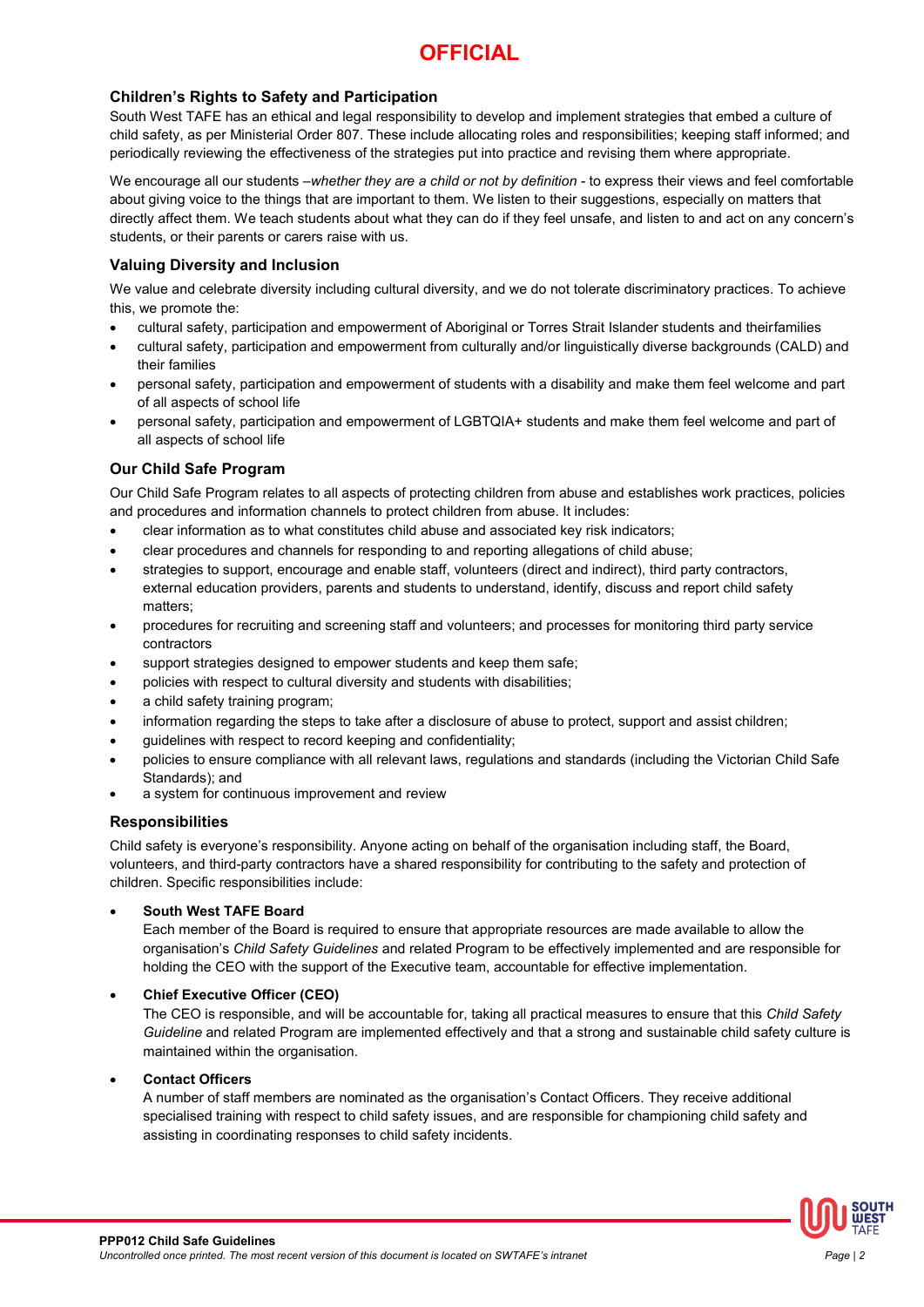## Children's Rights to Safety and Participation

South West TAFE has an ethical and legal responsibility to develop and implement strategies that embed a culture of child safety, as per Ministerial Order 807. These include allocating roles and responsibilities; keeping staff informed; and periodically reviewing the effectiveness of the strategies put into practice and revising them where appropriate.

We encourage all our students –*whether they are a child or not by definition* - to express their views and feel comfortable about giving voice to the things that are important to them. We listen to their suggestions, especially on matters that directly affect them. We teach students about what they can do if they feel unsafe, and listen to and act on any concern's students, or their parents or carers raise with us.

## Valuing Diversity and Inclusion

We value and celebrate diversity including cultural diversity, and we do not tolerate discriminatory practices. To achieve this, we promote the:

- cultural safety, participation and empowerment of Aboriginal or Torres Strait Islander students and theirfamilies
- cultural safety, participation and empowerment from culturally and/or linguistically diverse backgrounds (CALD) and their families
- personal safety, participation and empowerment of students with a disability and make them feel welcome and part of all aspects of school life
- personal safety, participation and empowerment of LGBTQIA+ students and make them feel welcome and part of all aspects of school life

## Our Child Safe Program

Our Child Safe Program relates to all aspects of protecting children from abuse and establishes work practices, policies and procedures and information channels to protect children from abuse. It includes:

- clear information as to what constitutes child abuse and associated key risk indicators;
- clear procedures and channels for responding to and reporting allegations of child abuse;
- strategies to support, encourage and enable staff, volunteers (direct and indirect), third party contractors, external education providers, parents and students to understand, identify, discuss and report child safety matters;
- procedures for recruiting and screening staff and volunteers; and processes for monitoring third party service contractors
- support strategies designed to empower students and keep them safe;
- policies with respect to cultural diversity and students with disabilities;
- a child safety training program;
- information regarding the steps to take after a disclosure of abuse to protect, support and assist children;
- guidelines with respect to record keeping and confidentiality;
- policies to ensure compliance with all relevant laws, regulations and standards (including the Victorian Child Safe Standards); and
- a system for continuous improvement and review

## Responsibilities

Child safety is everyone's responsibility. Anyone acting on behalf of the organisation including staff, the Board, volunteers, and third-party contractors have a shared responsibility for contributing to the safety and protection of children. Specific responsibilities include:

- **South West TAFE Board**
  Each member of the Board is required to ensure that appropriate resources are made available to allow the organisation's *Child Safety Guidelines* and related Program to be effectively implemented and are responsible for holding the CEO with the support of the Executive team, accountable for effective implementation.

- **Chief Executive Officer (CEO)**
  The CEO is responsible, and will be accountable for, taking all practical measures to ensure that this *Child Safety Guideline* and related Program are implemented effectively and that a strong and sustainable child safety culture is maintained within the organisation.

- **Contact Officers**
  A number of staff members are nominated as the organisation's Contact Officers. They receive additional specialised training with respect to child safety issues, and are responsible for championing child safety and assisting in coordinating responses to child safety incidents.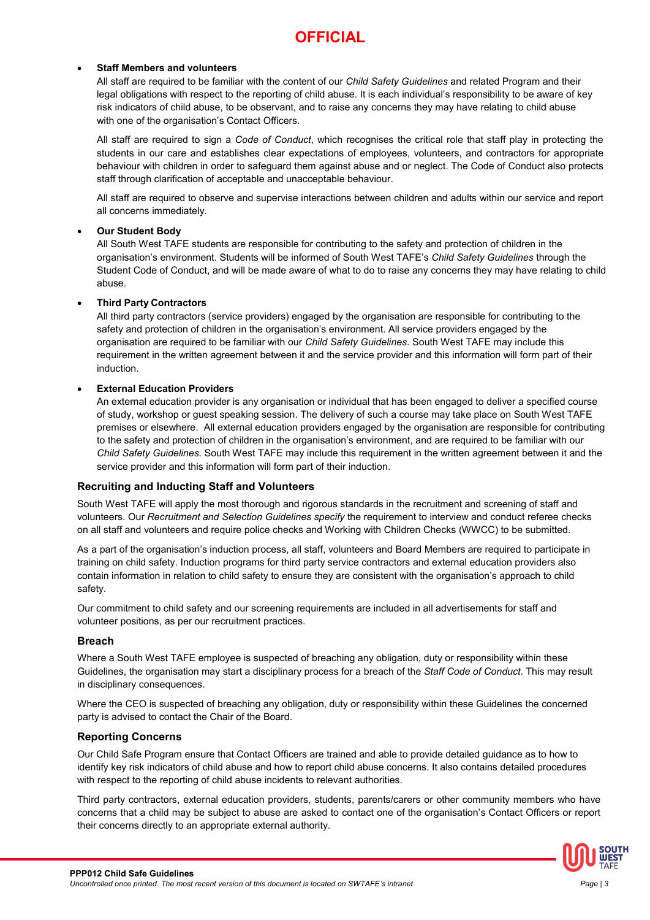- **Staff Members and volunteers**
  All staff are required to be familiar with the content of our *Child Safety Guidelines* and related Program and their legal obligations with respect to the reporting of child abuse. It is each individual's responsibility to be aware of key risk indicators of child abuse, to be observant, and to raise any concerns they may have relating to child abuse with one of the organisation's Contact Officers.

  All staff are required to sign a *Code of Conduct*, which recognises the critical role that staff play in protecting the students in our care and establishes clear expectations of employees, volunteers, and contractors for appropriate behaviour with children in order to safeguard them against abuse and or neglect. The Code of Conduct also protects staff through clarification of acceptable and unacceptable behaviour.

  All staff are required to observe and supervise interactions between children and adults within our service and report all concerns immediately.

- **Our Student Body**
  All South West TAFE students are responsible for contributing to the safety and protection of children in the organisation's environment. Students will be informed of South West TAFE's *Child Safety Guidelines* through the Student Code of Conduct, and will be made aware of what to do to raise any concerns they may have relating to child abuse.

- **Third Party Contractors**
  All third party contractors (service providers) engaged by the organisation are responsible for contributing to the safety and protection of children in the organisation's environment. All service providers engaged by the organisation are required to be familiar with our *Child Safety Guidelines*. South West TAFE may include this requirement in the written agreement between it and the service provider and this information will form part of their induction.

- **External Education Providers**
  An external education provider is any organisation or individual that has been engaged to deliver a specified course of study, workshop or guest speaking session. The delivery of such a course may take place on South West TAFE premises or elsewhere. All external education providers engaged by the organisation are responsible for contributing to the safety and protection of children in the organisation's environment, and are required to be familiar with our *Child Safety Guidelines*. South West TAFE may include this requirement in the written agreement between it and the service provider and this information will form part of their induction.

### Recruiting and Inducting Staff and Volunteers

South West TAFE will apply the most thorough and rigorous standards in the recruitment and screening of staff and volunteers. Our *Recruitment and Selection Guidelines specify* the requirement to interview and conduct referee checks on all staff and volunteers and require police checks and Working with Children Checks (WWCC) to be submitted.

As a part of the organisation's induction process, all staff, volunteers and Board Members are required to participate in training on child safety. Induction programs for third party service contractors and external education providers also contain information in relation to child safety to ensure they are consistent with the organisation's approach to child safety.

Our commitment to child safety and our screening requirements are included in all advertisements for staff and volunteer positions, as per our recruitment practices.

### Breach

Where a South West TAFE employee is suspected of breaching any obligation, duty or responsibility within these Guidelines, the organisation may start a disciplinary process for a breach of the *Staff Code of Conduct*. This may result in disciplinary consequences.

Where the CEO is suspected of breaching any obligation, duty or responsibility within these Guidelines the concerned party is advised to contact the Chair of the Board.

### Reporting Concerns

Our Child Safe Program ensure that Contact Officers are trained and able to provide detailed guidance as to how to identify key risk indicators of child abuse and how to report child abuse concerns. It also contains detailed procedures with respect to the reporting of child abuse incidents to relevant authorities.

Third party contractors, external education providers, students, parents/carers or other community members who have concerns that a child may be subject to abuse are asked to contact one of the organisation's Contact Officers or report their concerns directly to an appropriate external authority.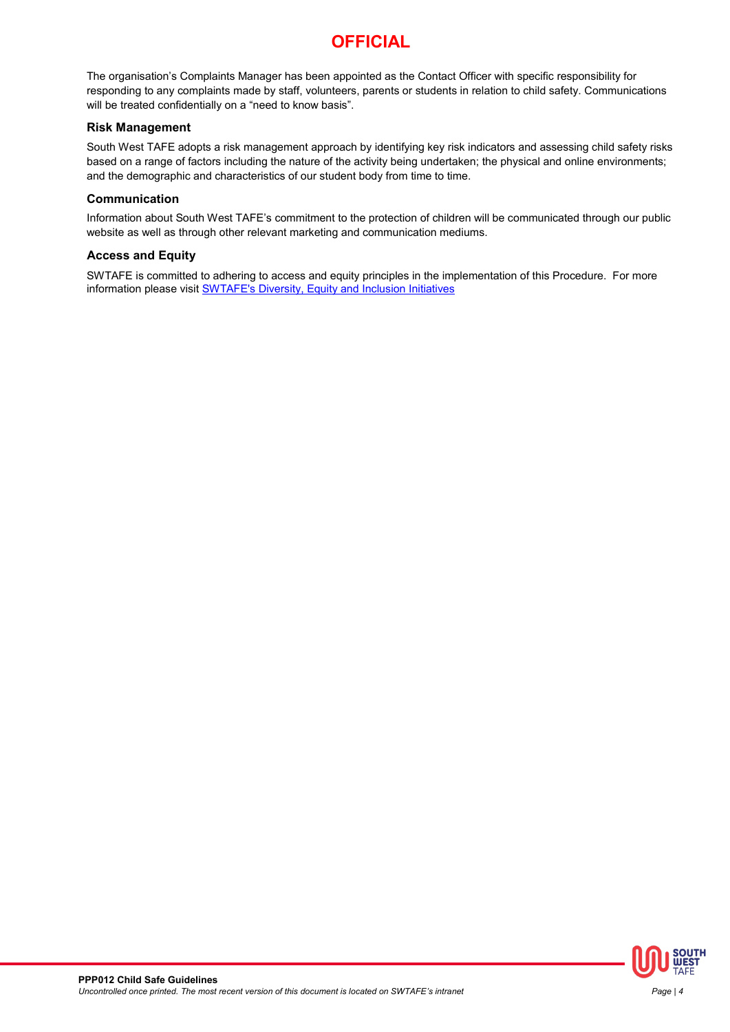The organisation's Complaints Manager has been appointed as the Contact Officer with specific responsibility for responding to any complaints made by staff, volunteers, parents or students in relation to child safety. Communications will be treated confidentially on a "need to know basis".

### Risk Management

South West TAFE adopts a risk management approach by identifying key risk indicators and assessing child safety risks based on a range of factors including the nature of the activity being undertaken; the physical and online environments; and the demographic and characteristics of our student body from time to time.

### Communication

Information about South West TAFE's commitment to the protection of children will be communicated through our public website as well as through other relevant marketing and communication mediums.

### Access and Equity

SWTAFE is committed to adhering to access and equity principles in the implementation of this Procedure. For more information please visit SWTAFE's Diversity, Equity and Inclusion Initiatives